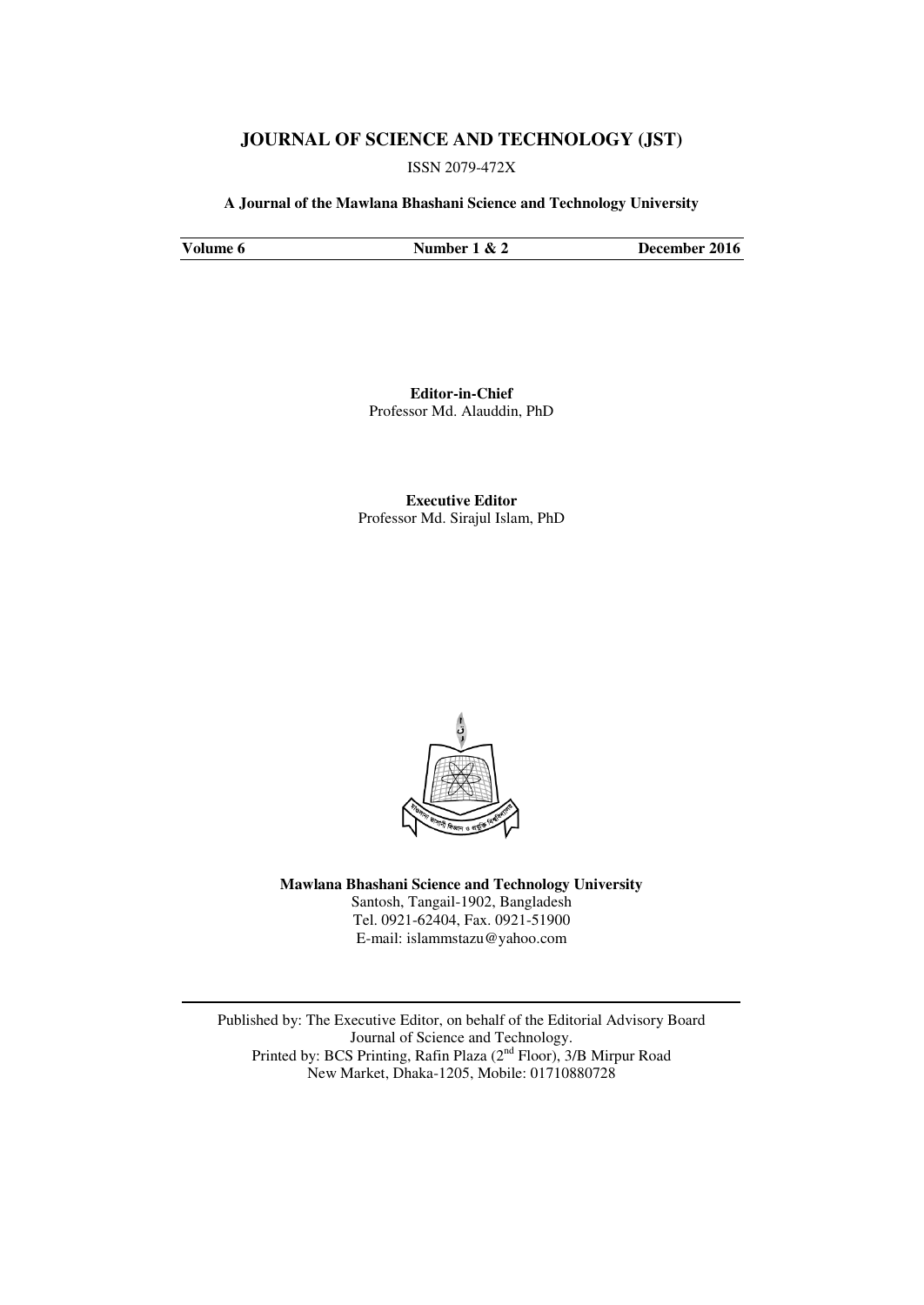# JOURNAL OF SCIENCE AND TECHNOLOGY (JST)

ISSN 2079-472X

**A Journal of the Mawlana Bhashani Science and Technology University**

| **Volume 6** | **Number 1 & 2** | **December 2016** |
|---|---|---|

**Editor-in-Chief**
Professor Md. Alauddin, PhD

**Executive Editor**
Professor Md. Sirajul Islam, PhD

**Mawlana Bhashani Science and Technology University**
Santosh, Tangail-1902, Bangladesh
Tel. 0921-62404, Fax. 0921-51900
E-mail: islammstazu@yahoo.com

---

Published by: The Executive Editor, on behalf of the Editorial Advisory Board
Journal of Science and Technology.
Printed by: BCS Printing, Rafin Plaza (2nd Floor), 3/B Mirpur Road
New Market, Dhaka-1205, Mobile: 01710880728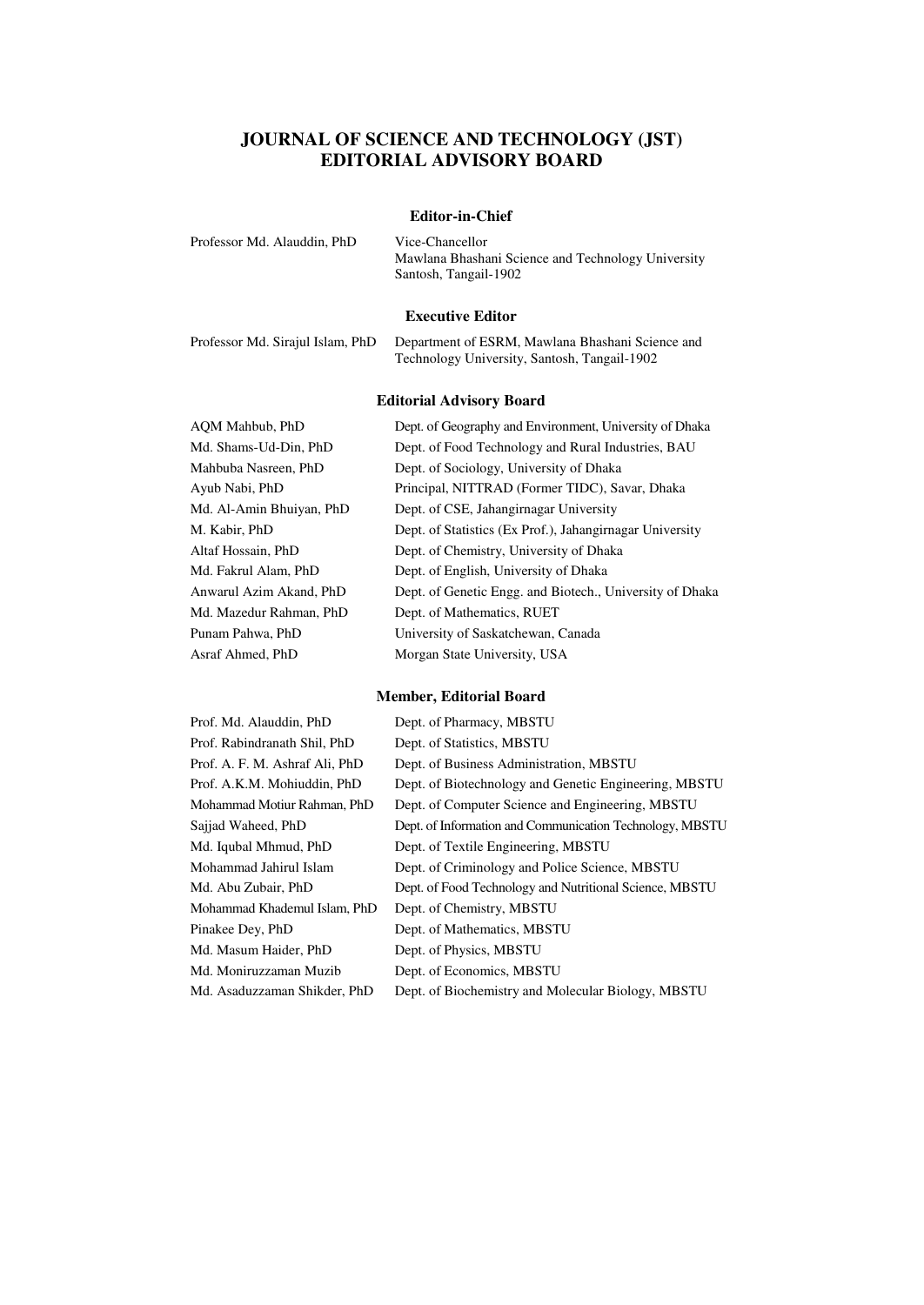# JOURNAL OF SCIENCE AND TECHNOLOGY (JST)
# EDITORIAL ADVISORY BOARD

## Editor-in-Chief

| | |
|---|---|
| Professor Md. Alauddin, PhD | Vice-Chancellor<br>Mawlana Bhashani Science and Technology University<br>Santosh, Tangail-1902 |

## Executive Editor

| | |
|---|---|
| Professor Md. Sirajul Islam, PhD | Department of ESRM, Mawlana Bhashani Science and Technology University, Santosh, Tangail-1902 |

## Editorial Advisory Board

| | |
|---|---|
| AQM Mahbub, PhD | Dept. of Geography and Environment, University of Dhaka |
| Md. Shams-Ud-Din, PhD | Dept. of Food Technology and Rural Industries, BAU |
| Mahbuba Nasreen, PhD | Dept. of Sociology, University of Dhaka |
| Ayub Nabi, PhD | Principal, NITTRAD (Former TIDC), Savar, Dhaka |
| Md. Al-Amin Bhuiyan, PhD | Dept. of CSE, Jahangirnagar University |
| M. Kabir, PhD | Dept. of Statistics (Ex Prof.), Jahangirnagar University |
| Altaf Hossain, PhD | Dept. of Chemistry, University of Dhaka |
| Md. Fakrul Alam, PhD | Dept. of English, University of Dhaka |
| Anwarul Azim Akand, PhD | Dept. of Genetic Engg. and Biotech., University of Dhaka |
| Md. Mazedur Rahman, PhD | Dept. of Mathematics, RUET |
| Punam Pahwa, PhD | University of Saskatchewan, Canada |
| Asraf Ahmed, PhD | Morgan State University, USA |

## Member, Editorial Board

| | |
|---|---|
| Prof. Md. Alauddin, PhD | Dept. of Pharmacy, MBSTU |
| Prof. Rabindranath Shil, PhD | Dept. of Statistics, MBSTU |
| Prof. A. F. M. Ashraf Ali, PhD | Dept. of Business Administration, MBSTU |
| Prof. A.K.M. Mohiuddin, PhD | Dept. of Biotechnology and Genetic Engineering, MBSTU |
| Mohammad Motiur Rahman, PhD | Dept. of Computer Science and Engineering, MBSTU |
| Sajjad Waheed, PhD | Dept. of Information and Communication Technology, MBSTU |
| Md. Iqubal Mhmud, PhD | Dept. of Textile Engineering, MBSTU |
| Mohammad Jahirul Islam | Dept. of Criminology and Police Science, MBSTU |
| Md. Abu Zubair, PhD | Dept. of Food Technology and Nutritional Science, MBSTU |
| Mohammad Khademul Islam, PhD | Dept. of Chemistry, MBSTU |
| Pinakee Dey, PhD | Dept. of Mathematics, MBSTU |
| Md. Masum Haider, PhD | Dept. of Physics, MBSTU |
| Md. Moniruzzaman Muzib | Dept. of Economics, MBSTU |
| Md. Asaduzzaman Shikder, PhD | Dept. of Biochemistry and Molecular Biology, MBSTU |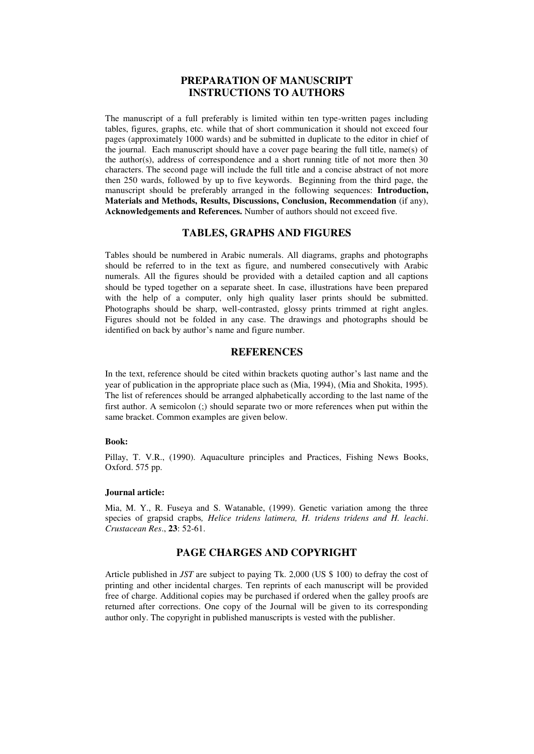# PREPARATION OF MANUSCRIPT
# INSTRUCTIONS TO AUTHORS

The manuscript of a full preferably is limited within ten type-written pages including tables, figures, graphs, etc. while that of short communication it should not exceed four pages (approximately 1000 wards) and be submitted in duplicate to the editor in chief of the journal. Each manuscript should have a cover page bearing the full title, name(s) of the author(s), address of correspondence and a short running title of not more then 30 characters. The second page will include the full title and a concise abstract of not more then 250 wards, followed by up to five keywords. Beginning from the third page, the manuscript should be preferably arranged in the following sequences: **Introduction, Materials and Methods, Results, Discussions, Conclusion, Recommendation** (if any), **Acknowledgements and References.** Number of authors should not exceed five.

## TABLES, GRAPHS AND FIGURES

Tables should be numbered in Arabic numerals. All diagrams, graphs and photographs should be referred to in the text as figure, and numbered consecutively with Arabic numerals. All the figures should be provided with a detailed caption and all captions should be typed together on a separate sheet. In case, illustrations have been prepared with the help of a computer, only high quality laser prints should be submitted. Photographs should be sharp, well-contrasted, glossy prints trimmed at right angles. Figures should not be folded in any case. The drawings and photographs should be identified on back by author's name and figure number.

## REFERENCES

In the text, reference should be cited within brackets quoting author's last name and the year of publication in the appropriate place such as (Mia, 1994), (Mia and Shokita, 1995). The list of references should be arranged alphabetically according to the last name of the first author. A semicolon (;) should separate two or more references when put within the same bracket. Common examples are given below.

**Book:**

Pillay, T. V.R., (1990). Aquaculture principles and Practices, Fishing News Books, Oxford. 575 pp.

**Journal article:**

Mia, M. Y., R. Fuseya and S. Watanable, (1999). Genetic variation among the three species of grapsid crapbs*, Helice tridens latimera, H. tridens tridens and H. leachi*. *Crustacean Res*., **23**: 52-61.

## PAGE CHARGES AND COPYRIGHT

Article published in *JST* are subject to paying Tk. 2,000 (US $ 100) to defray the cost of printing and other incidental charges. Ten reprints of each manuscript will be provided free of charge. Additional copies may be purchased if ordered when the galley proofs are returned after corrections. One copy of the Journal will be given to its corresponding author only. The copyright in published manuscripts is vested with the publisher.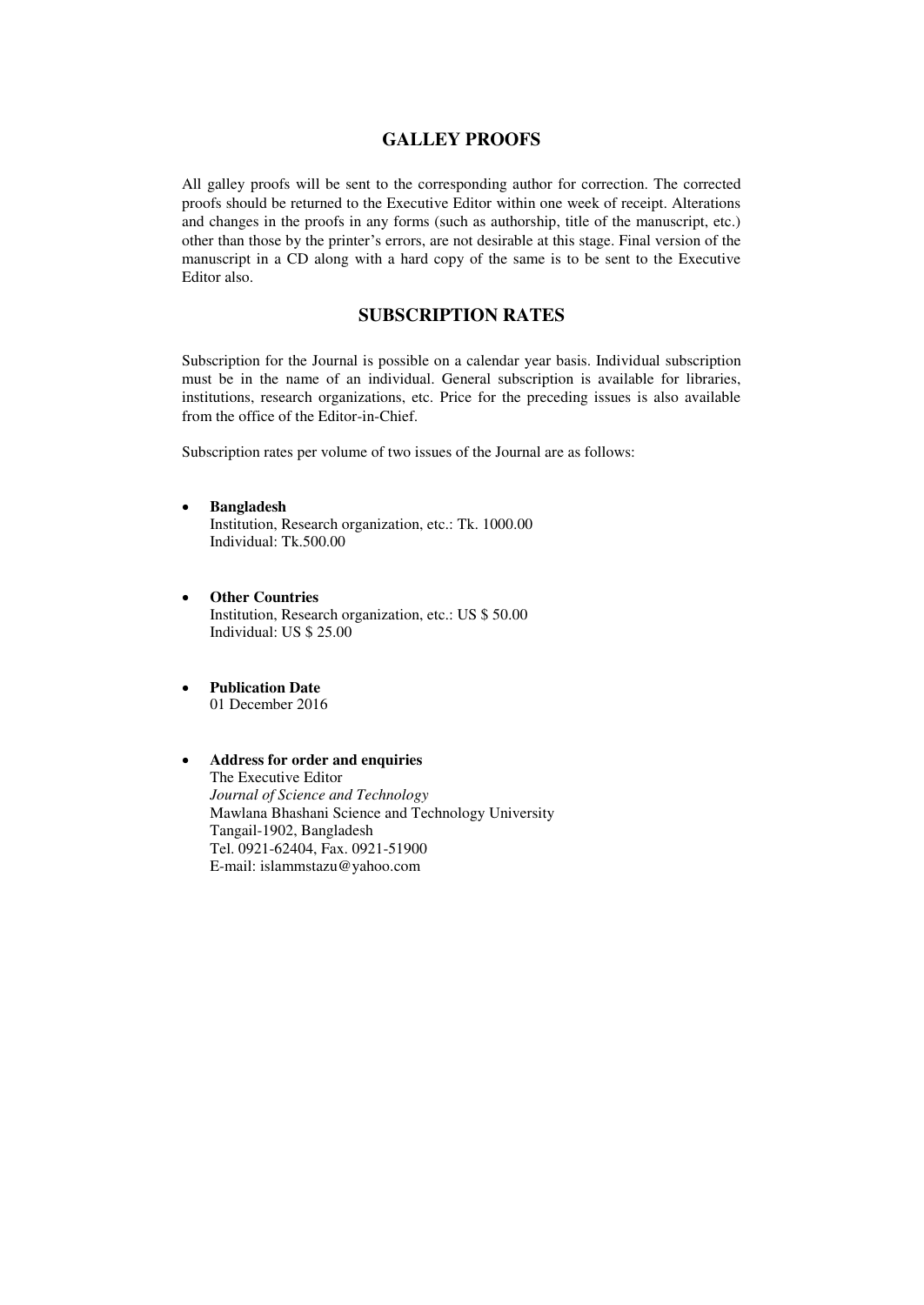## GALLEY PROOFS

All galley proofs will be sent to the corresponding author for correction. The corrected proofs should be returned to the Executive Editor within one week of receipt. Alterations and changes in the proofs in any forms (such as authorship, title of the manuscript, etc.) other than those by the printer's errors, are not desirable at this stage. Final version of the manuscript in a CD along with a hard copy of the same is to be sent to the Executive Editor also.

## SUBSCRIPTION RATES

Subscription for the Journal is possible on a calendar year basis. Individual subscription must be in the name of an individual. General subscription is available for libraries, institutions, research organizations, etc. Price for the preceding issues is also available from the office of the Editor-in-Chief.

Subscription rates per volume of two issues of the Journal are as follows:

- **Bangladesh**
  Institution, Research organization, etc.: Tk. 1000.00
  Individual: Tk.500.00

- **Other Countries**
  Institution, Research organization, etc.: US $ 50.00
  Individual: US $ 25.00

- **Publication Date**
  01 December 2016

- **Address for order and enquiries**
  The Executive Editor
  *Journal of Science and Technology*
  Mawlana Bhashani Science and Technology University
  Tangail-1902, Bangladesh
  Tel. 0921-62404, Fax. 0921-51900
  E-mail: islammstazu@yahoo.com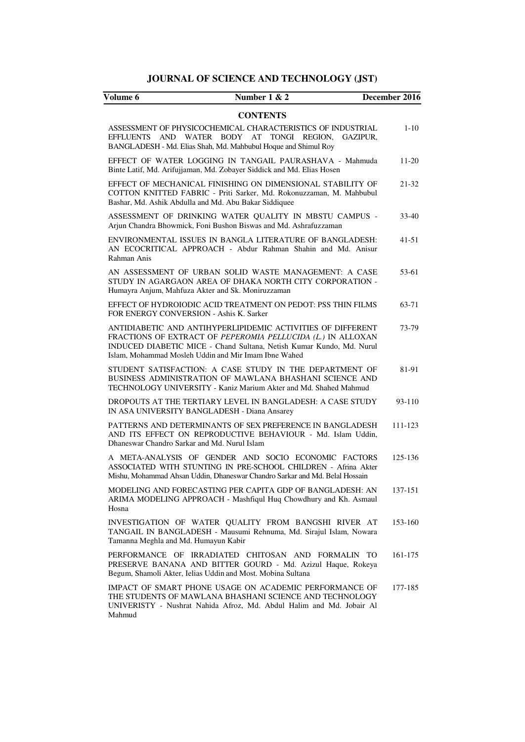# JOURNAL OF SCIENCE AND TECHNOLOGY (JST)

| Volume 6 | Number 1 & 2 | December 2016 |
|---|---|---|

## CONTENTS

| | |
|---|---|
| ASSESSMENT OF PHYSICOCHEMICAL CHARACTERISTICS OF INDUSTRIAL EFFLUENTS AND WATER BODY AT TONGI REGION, GAZIPUR, BANGLADESH - Md. Elias Shah, Md. Mahbubul Hoque and Shimul Roy | 1-10 |
| EFFECT OF WATER LOGGING IN TANGAIL PAURASHAVA - Mahmuda Binte Latif, Md. Arifujjaman, Md. Zobayer Siddick and Md. Elias Hosen | 11-20 |
| EFFECT OF MECHANICAL FINISHING ON DIMENSIONAL STABILITY OF COTTON KNITTED FABRIC - Priti Sarker, Md. Rokonuzzaman, M. Mahbubul Bashar, Md. Ashik Abdulla and Md. Abu Bakar Siddiquee | 21-32 |
| ASSESSMENT OF DRINKING WATER QUALITY IN MBSTU CAMPUS - Arjun Chandra Bhowmick, Foni Bushon Biswas and Md. Ashrafuzzaman | 33-40 |
| ENVIRONMENTAL ISSUES IN BANGLA LITERATURE OF BANGLADESH: AN ECOCRITICAL APPROACH - Abdur Rahman Shahin and Md. Anisur Rahman Anis | 41-51 |
| AN ASSESSMENT OF URBAN SOLID WASTE MANAGEMENT: A CASE STUDY IN AGARGAON AREA OF DHAKA NORTH CITY CORPORATION - Humayra Anjum, Mahfuza Akter and Sk. Moniruzzaman | 53-61 |
| EFFECT OF HYDROIODIC ACID TREATMENT ON PEDOT: PSS THIN FILMS FOR ENERGY CONVERSION - Ashis K. Sarker | 63-71 |
| ANTIDIABETIC AND ANTIHYPERLIPIDEMIC ACTIVITIES OF DIFFERENT FRACTIONS OF EXTRACT OF *PEPEROMIA PELLUCIDA (L.)* IN ALLOXAN INDUCED DIABETIC MICE - Chand Sultana, Netish Kumar Kundo, Md. Nurul Islam, Mohammad Mosleh Uddin and Mir Imam Ibne Wahed | 73-79 |
| STUDENT SATISFACTION: A CASE STUDY IN THE DEPARTMENT OF BUSINESS ADMINISTRATION OF MAWLANA BHASHANI SCIENCE AND TECHNOLOGY UNIVERSITY - Kaniz Marium Akter and Md. Shahed Mahmud | 81-91 |
| DROPOUTS AT THE TERTIARY LEVEL IN BANGLADESH: A CASE STUDY IN ASA UNIVERSITY BANGLADESH - Diana Ansarey | 93-110 |
| PATTERNS AND DETERMINANTS OF SEX PREFERENCE IN BANGLADESH AND ITS EFFECT ON REPRODUCTIVE BEHAVIOUR - Md. Islam Uddin, Dhaneswar Chandro Sarkar and Md. Nurul Islam | 111-123 |
| A META-ANALYSIS OF GENDER AND SOCIO ECONOMIC FACTORS ASSOCIATED WITH STUNTING IN PRE-SCHOOL CHILDREN - Afrina Akter Mishu, Mohammad Ahsan Uddin, Dhaneswar Chandro Sarkar and Md. Belal Hossain | 125-136 |
| MODELING AND FORECASTING PER CAPITA GDP OF BANGLADESH: AN ARIMA MODELING APPROACH - Mashfiqul Huq Chowdhury and Kh. Asmaul Hosna | 137-151 |
| INVESTIGATION OF WATER QUALITY FROM BANGSHI RIVER AT TANGAIL IN BANGLADESH - Mausumi Rehnuma, Md. Sirajul Islam, Nowara Tamanna Meghla and Md. Humayun Kabir | 153-160 |
| PERFORMANCE OF IRRADIATED CHITOSAN AND FORMALIN TO PRESERVE BANANA AND BITTER GOURD - Md. Azizul Haque, Rokeya Begum, Shamoli Akter, Ielias Uddin and Most. Mobina Sultana | 161-175 |
| IMPACT OF SMART PHONE USAGE ON ACADEMIC PERFORMANCE OF THE STUDENTS OF MAWLANA BHASHANI SCIENCE AND TECHNOLOGY UNIVERISTY - Nushrat Nahida Afroz, Md. Abdul Halim and Md. Jobair Al Mahmud | 177-185 |